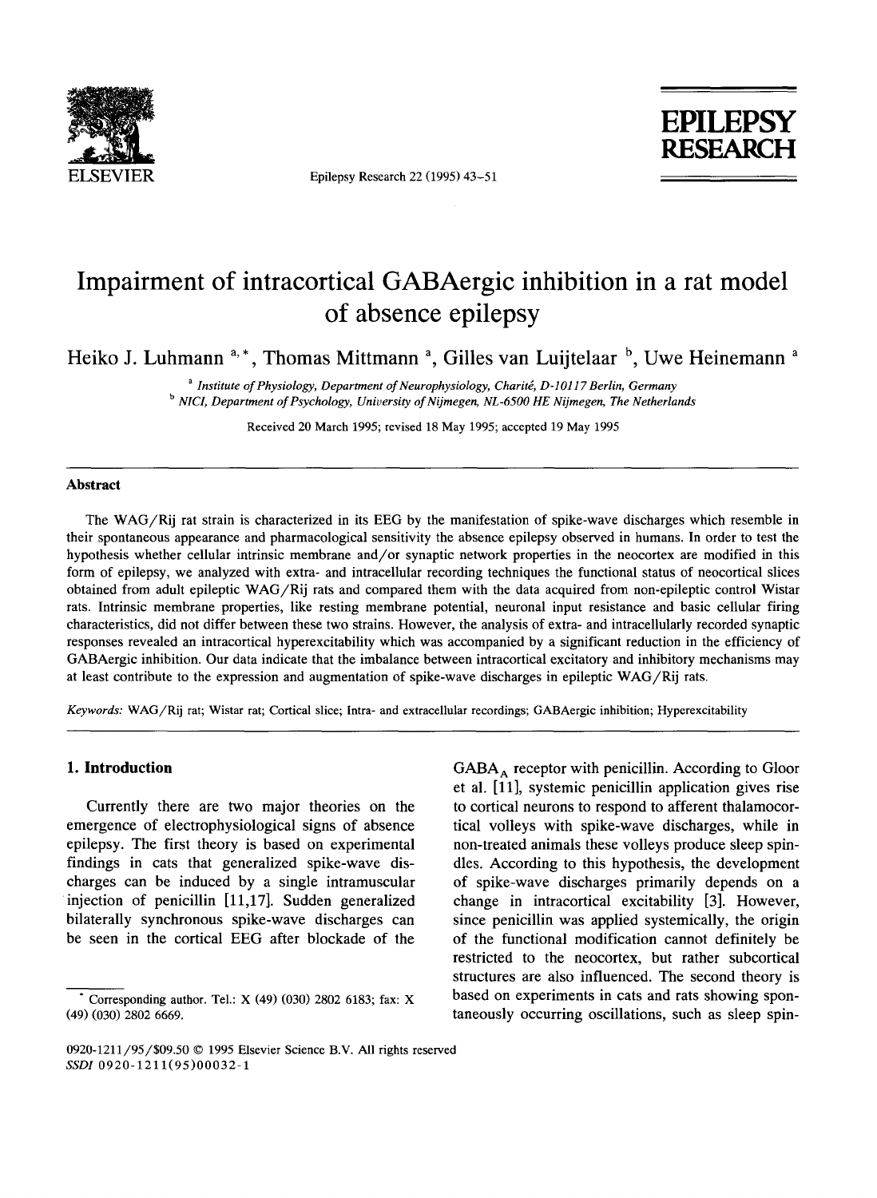# Impairment of intracortical GABAergic inhibition in a rat model of absence epilepsy

Heiko J. Luhmann [a,*], Thomas Mittmann [a], Gilles van Luijtelaar [b], Uwe Heinemann [a]

[a] *Institute of Physiology, Department of Neurophysiology, Charité, D-10117 Berlin, Germany*

[b] *NICI, Department of Psychology, University of Nijmegen, NL-6500 HE Nijmegen, The Netherlands*

Received 20 March 1995; revised 18 May 1995; accepted 19 May 1995

## Abstract

The WAG/Rij rat strain is characterized in its EEG by the manifestation of spike-wave discharges which resemble in their spontaneous appearance and pharmacological sensitivity the absence epilepsy observed in humans. In order to test the hypothesis whether cellular intrinsic membrane and/or synaptic network properties in the neocortex are modified in this form of epilepsy, we analyzed with extra- and intracellular recording techniques the functional status of neocortical slices obtained from adult epileptic WAG/Rij rats and compared them with the data acquired from non-epileptic control Wistar rats. Intrinsic membrane properties, like resting membrane potential, neuronal input resistance and basic cellular firing characteristics, did not differ between these two strains. However, the analysis of extra- and intracellularly recorded synaptic responses revealed an intracortical hyperexcitability which was accompanied by a significant reduction in the efficiency of GABAergic inhibition. Our data indicate that the imbalance between intracortical excitatory and inhibitory mechanisms may at least contribute to the expression and augmentation of spike-wave discharges in epileptic WAG/Rij rats.

*Keywords:* WAG/Rij rat; Wistar rat; Cortical slice; Intra- and extracellular recordings; GABAergic inhibition; Hyperexcitability

## 1. Introduction

Currently there are two major theories on the emergence of electrophysiological signs of absence epilepsy. The first theory is based on experimental findings in cats that generalized spike-wave discharges can be induced by a single intramuscular injection of penicillin [11,17]. Sudden generalized bilaterally synchronous spike-wave discharges can be seen in the cortical EEG after blockade of the $GABA_A$ receptor with penicillin. According to Gloor et al. [11], systemic penicillin application gives rise to cortical neurons to respond to afferent thalamocortical volleys with spike-wave discharges, while in non-treated animals these volleys produce sleep spindles. According to this hypothesis, the development of spike-wave discharges primarily depends on a change in intracortical excitability [3]. However, since penicillin was applied systemically, the origin of the functional modification cannot definitely be restricted to the neocortex, but rather subcortical structures are also influenced. The second theory is based on experiments in cats and rats showing spontaneously occurring oscillations, such as sleep spin-

* Corresponding author. Tel.: X (49) (030) 2802 6183; fax: X (49) (030) 2802 6669.

0920-1211/95/$09.50 © 1995 Elsevier Science B.V. All rights reserved
SSDI 0920-1211(95)00032-1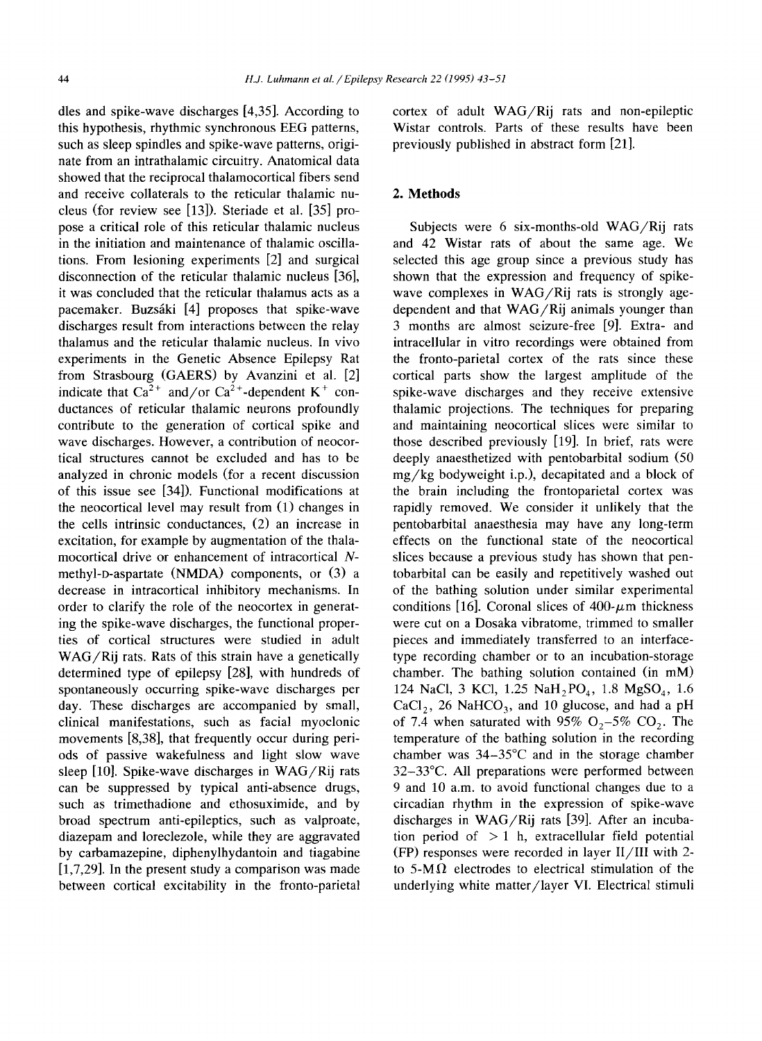dles and spike-wave discharges [4,35]. According to this hypothesis, rhythmic synchronous EEG patterns, such as sleep spindles and spike-wave patterns, originate from an intrathalamic circuitry. Anatomical data showed that the reciprocal thalamocortical fibers send and receive collaterals to the reticular thalamic nucleus (for review see [13]). Steriade et al. [35] propose a critical role of this reticular thalamic nucleus in the initiation and maintenance of thalamic oscillations. From lesioning experiments [2] and surgical disconnection of the reticular thalamic nucleus [36], it was concluded that the reticular thalamus acts as a pacemaker. Buzsáki [4] proposes that spike-wave discharges result from interactions between the relay thalamus and the reticular thalamic nucleus. In vivo experiments in the Genetic Absence Epilepsy Rat from Strasbourg (GAERS) by Avanzini et al. [2] indicate that $Ca^{2+}$ and/or $Ca^{2+}$-dependent $K^+$ conductances of reticular thalamic neurons profoundly contribute to the generation of cortical spike and wave discharges. However, a contribution of neocortical structures cannot be excluded and has to be analyzed in chronic models (for a recent discussion of this issue see [34]). Functional modifications at the neocortical level may result from (1) changes in the cells intrinsic conductances, (2) an increase in excitation, for example by augmentation of the thalamocortical drive or enhancement of intracortical *N*-methyl-D-aspartate (NMDA) components, or (3) a decrease in intracortical inhibitory mechanisms. In order to clarify the role of the neocortex in generating the spike-wave discharges, the functional properties of cortical structures were studied in adult WAG/Rij rats. Rats of this strain have a genetically determined type of epilepsy [28], with hundreds of spontaneously occurring spike-wave discharges per day. These discharges are accompanied by small, clinical manifestations, such as facial myoclonic movements [8,38], that frequently occur during periods of passive wakefulness and light slow wave sleep [10]. Spike-wave discharges in WAG/Rij rats can be suppressed by typical anti-absence drugs, such as trimethadione and ethosuximide, and by broad spectrum anti-epileptics, such as valproate, diazepam and loreclezole, while they are aggravated by carbamazepine, diphenylhydantoin and tiagabine [1,7,29]. In the present study a comparison was made between cortical excitability in the fronto-parietal cortex of adult WAG/Rij rats and non-epileptic Wistar controls. Parts of these results have been previously published in abstract form [21].

## 2. Methods

Subjects were 6 six-months-old WAG/Rij rats and 42 Wistar rats of about the same age. We selected this age group since a previous study has shown that the expression and frequency of spike-wave complexes in WAG/Rij rats is strongly age-dependent and that WAG/Rij animals younger than 3 months are almost seizure-free [9]. Extra- and intracellular in vitro recordings were obtained from the fronto-parietal cortex of the rats since these cortical parts show the largest amplitude of the spike-wave discharges and they receive extensive thalamic projections. The techniques for preparing and maintaining neocortical slices were similar to those described previously [19]. In brief, rats were deeply anaesthetized with pentobarbital sodium (50 mg/kg bodyweight i.p.), decapitated and a block of the brain including the frontoparietal cortex was rapidly removed. We consider it unlikely that the pentobarbital anaesthesia may have any long-term effects on the functional state of the neocortical slices because a previous study has shown that pentobarbital can be easily and repetitively washed out of the bathing solution under similar experimental conditions [16]. Coronal slices of 400-$\mu$m thickness were cut on a Dosaka vibratome, trimmed to smaller pieces and immediately transferred to an interface-type recording chamber or to an incubation-storage chamber. The bathing solution contained (in mM) 124 NaCl, 3 KCl, 1.25 $NaH_2PO_4$, 1.8 $MgSO_4$, 1.6 $CaCl_2$, 26 $NaHCO_3$, and 10 glucose, and had a pH of 7.4 when saturated with 95% $O_2$–5% $CO_2$. The temperature of the bathing solution in the recording chamber was 34–35°C and in the storage chamber 32–33°C. All preparations were performed between 9 and 10 a.m. to avoid functional changes due to a circadian rhythm in the expression of spike-wave discharges in WAG/Rij rats [39]. After an incubation period of > 1 h, extracellular field potential (FP) responses were recorded in layer II/III with 2- to 5-M$\Omega$ electrodes to electrical stimulation of the underlying white matter/layer VI. Electrical stimuli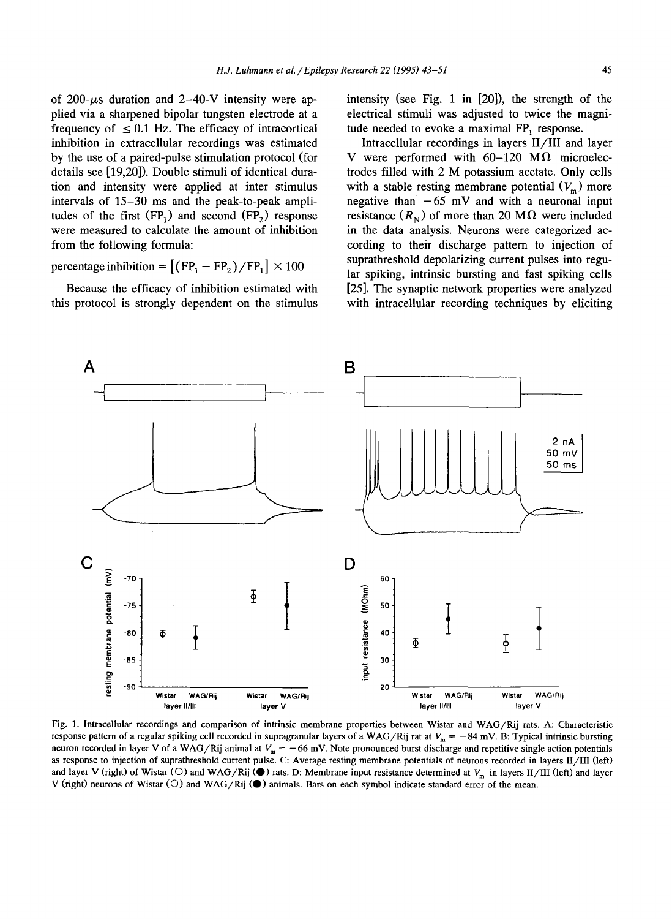of 200-μs duration and 2–40-V intensity were applied via a sharpened bipolar tungsten electrode at a frequency of ≤ 0.1 Hz. The efficacy of intracortical inhibition in extracellular recordings was estimated by the use of a paired-pulse stimulation protocol (for details see [19,20]). Double stimuli of identical duration and intensity were applied at inter stimulus intervals of 15–30 ms and the peak-to-peak amplitudes of the first ($FP_1$) and second ($FP_2$) response were measured to calculate the amount of inhibition from the following formula:

$$\text{percentage inhibition} = [(FP_1 - FP_2)/FP_1] \times 100$$

Because the efficacy of inhibition estimated with this protocol is strongly dependent on the stimulus intensity (see Fig. 1 in [20]), the strength of the electrical stimuli was adjusted to twice the magnitude needed to evoke a maximal $FP_1$ response.

Intracellular recordings in layers II/III and layer V were performed with 60–120 MΩ microelectrodes filled with 2 M potassium acetate. Only cells with a stable resting membrane potential ($V_m$) more negative than −65 mV and with a neuronal input resistance ($R_N$) of more than 20 MΩ were included in the data analysis. Neurons were categorized according to their discharge pattern to injection of suprathreshold depolarizing current pulses into regular spiking, intrinsic bursting and fast spiking cells [25]. The synaptic network properties were analyzed with intracellular recording techniques by eliciting

Fig. 1. Intracellular recordings and comparison of intrinsic membrane properties between Wistar and WAG/Rij rats. A: Characteristic response pattern of a regular spiking cell recorded in supragranular layers of a WAG/Rij rat at $V_m = -84$ mV. B: Typical intrinsic bursting neuron recorded in layer V of a WAG/Rij animal at $V_m = -66$ mV. Note pronounced burst discharge and repetitive single action potentials as response to injection of suprathreshold current pulse. C: Average resting membrane potentials of neurons recorded in layers II/III (left) and layer V (right) of Wistar (○) and WAG/Rij (●) rats. D: Membrane input resistance determined at $V_m$ in layers II/III (left) and layer V (right) neurons of Wistar (○) and WAG/Rij (●) animals. Bars on each symbol indicate standard error of the mean.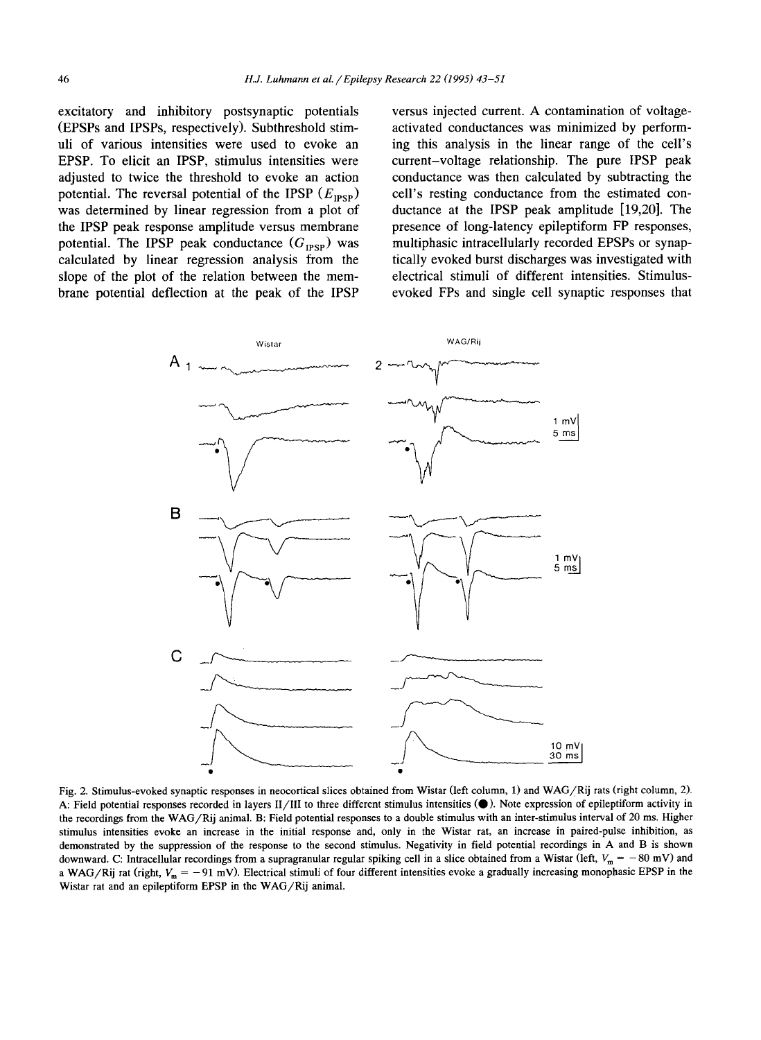excitatory and inhibitory postsynaptic potentials (EPSPs and IPSPs, respectively). Subthreshold stimuli of various intensities were used to evoke an EPSP. To elicit an IPSP, stimulus intensities were adjusted to twice the threshold to evoke an action potential. The reversal potential of the IPSP ($E_{IPSP}$) was determined by linear regression from a plot of the IPSP peak response amplitude versus membrane potential. The IPSP peak conductance ($G_{IPSP}$) was calculated by linear regression analysis from the slope of the plot of the relation between the membrane potential deflection at the peak of the IPSP versus injected current. A contamination of voltage-activated conductances was minimized by performing this analysis in the linear range of the cell's current–voltage relationship. The pure IPSP peak conductance was then calculated by subtracting the cell's resting conductance from the estimated conductance at the IPSP peak amplitude [19,20]. The presence of long-latency epileptiform FP responses, multiphasic intracellularly recorded EPSPs or synaptically evoked burst discharges was investigated with electrical stimuli of different intensities. Stimulus-evoked FPs and single cell synaptic responses that

Fig. 2. Stimulus-evoked synaptic responses in neocortical slices obtained from Wistar (left column, 1) and WAG/Rij rats (right column, 2). A: Field potential responses recorded in layers II/III to three different stimulus intensities (●). Note expression of epileptiform activity in the recordings from the WAG/Rij animal. B: Field potential responses to a double stimulus with an inter-stimulus interval of 20 ms. Higher stimulus intensities evoke an increase in the initial response and, only in the Wistar rat, an increase in paired-pulse inhibition, as demonstrated by the suppression of the response to the second stimulus. Negativity in field potential recordings in A and B is shown downward. C: Intracellular recordings from a supragranular regular spiking cell in a slice obtained from a Wistar (left, $V_m = -80$ mV) and a WAG/Rij rat (right, $V_m = -91$ mV). Electrical stimuli of four different intensities evoke a gradually increasing monophasic EPSP in the Wistar rat and an epileptiform EPSP in the WAG/Rij animal.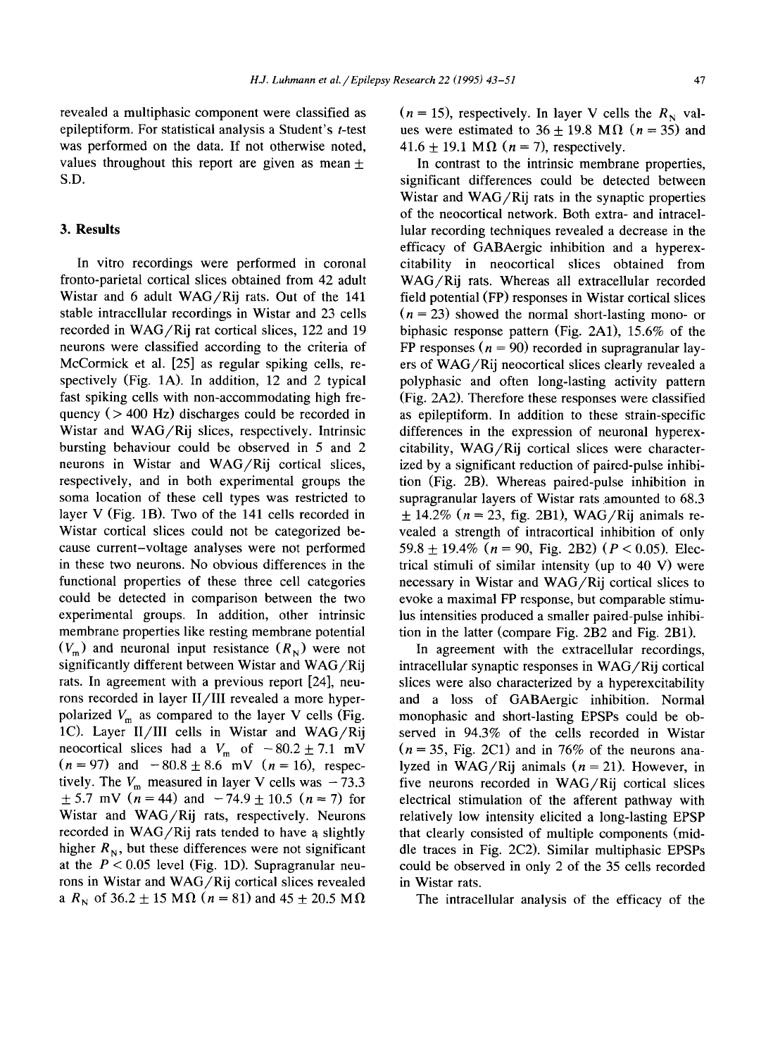revealed a multiphasic component were classified as epileptiform. For statistical analysis a Student's $t$-test was performed on the data. If not otherwise noted, values throughout this report are given as mean $\pm$ S.D.

## 3. Results

In vitro recordings were performed in coronal fronto-parietal cortical slices obtained from 42 adult Wistar and 6 adult WAG/Rij rats. Out of the 141 stable intracellular recordings in Wistar and 23 cells recorded in WAG/Rij rat cortical slices, 122 and 19 neurons were classified according to the criteria of McCormick et al. [25] as regular spiking cells, respectively (Fig. 1A). In addition, 12 and 2 typical fast spiking cells with non-accommodating high frequency (> 400 Hz) discharges could be recorded in Wistar and WAG/Rij slices, respectively. Intrinsic bursting behaviour could be observed in 5 and 2 neurons in Wistar and WAG/Rij cortical slices, respectively, and in both experimental groups the soma location of these cell types was restricted to layer V (Fig. 1B). Two of the 141 cells recorded in Wistar cortical slices could not be categorized because current–voltage analyses were not performed in these two neurons. No obvious differences in the functional properties of these three cell categories could be detected in comparison between the two experimental groups. In addition, other intrinsic membrane properties like resting membrane potential ($V_m$) and neuronal input resistance ($R_N$) were not significantly different between Wistar and WAG/Rij rats. In agreement with a previous report [24], neurons recorded in layer II/III revealed a more hyperpolarized $V_m$ as compared to the layer V cells (Fig. 1C). Layer II/III cells in Wistar and WAG/Rij neocortical slices had a $V_m$ of $-80.2 \pm 7.1$ mV ($n = 97$) and $-80.8 \pm 8.6$ mV ($n = 16$), respectively. The $V_m$ measured in layer V cells was $-73.3 \pm 5.7$ mV ($n = 44$) and $-74.9 \pm 10.5$ ($n = 7$) for Wistar and WAG/Rij rats, respectively. Neurons recorded in WAG/Rij rats tended to have a slightly higher $R_N$, but these differences were not significant at the $P < 0.05$ level (Fig. 1D). Supragranular neurons in Wistar and WAG/Rij cortical slices revealed a $R_N$ of $36.2 \pm 15$ MΩ ($n = 81$) and $45 \pm 20.5$ MΩ ($n = 15$), respectively. In layer V cells the $R_N$ values were estimated to $36 \pm 19.8$ MΩ ($n = 35$) and $41.6 \pm 19.1$ MΩ ($n = 7$), respectively.

In contrast to the intrinsic membrane properties, significant differences could be detected between Wistar and WAG/Rij rats in the synaptic properties of the neocortical network. Both extra- and intracellular recording techniques revealed a decrease in the efficacy of GABAergic inhibition and a hyperexcitability in neocortical slices obtained from WAG/Rij rats. Whereas all extracellular recorded field potential (FP) responses in Wistar cortical slices ($n = 23$) showed the normal short-lasting mono- or biphasic response pattern (Fig. 2A1), 15.6% of the FP responses ($n = 90$) recorded in supragranular layers of WAG/Rij neocortical slices clearly revealed a polyphasic and often long-lasting activity pattern (Fig. 2A2). Therefore these responses were classified as epileptiform. In addition to these strain-specific differences in the expression of neuronal hyperexcitability, WAG/Rij cortical slices were characterized by a significant reduction of paired-pulse inhibition (Fig. 2B). Whereas paired-pulse inhibition in supragranular layers of Wistar rats amounted to 68.3 $\pm$ 14.2% ($n = 23$, fig. 2B1), WAG/Rij animals revealed a strength of intracortical inhibition of only 59.8 $\pm$ 19.4% ($n = 90$, Fig. 2B2) ($P < 0.05$). Electrical stimuli of similar intensity (up to 40 V) were necessary in Wistar and WAG/Rij cortical slices to evoke a maximal FP response, but comparable stimulus intensities produced a smaller paired-pulse inhibition in the latter (compare Fig. 2B2 and Fig. 2B1).

In agreement with the extracellular recordings, intracellular synaptic responses in WAG/Rij cortical slices were also characterized by a hyperexcitability and a loss of GABAergic inhibition. Normal monophasic and short-lasting EPSPs could be observed in 94.3% of the cells recorded in Wistar ($n = 35$, Fig. 2C1) and in 76% of the neurons analyzed in WAG/Rij animals ($n = 21$). However, in five neurons recorded in WAG/Rij cortical slices electrical stimulation of the afferent pathway with relatively low intensity elicited a long-lasting EPSP that clearly consisted of multiple components (middle traces in Fig. 2C2). Similar multiphasic EPSPs could be observed in only 2 of the 35 cells recorded in Wistar rats.

The intracellular analysis of the efficacy of the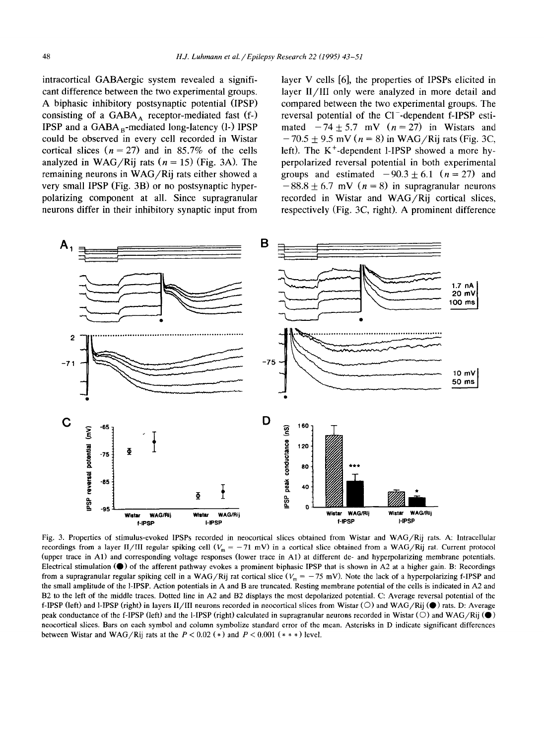intracortical GABAergic system revealed a significant difference between the two experimental groups. A biphasic inhibitory postsynaptic potential (IPSP) consisting of a $GABA_A$ receptor-mediated fast (f-) IPSP and a $GABA_B$-mediated long-latency (l-) IPSP could be observed in every cell recorded in Wistar cortical slices ($n = 27$) and in 85.7% of the cells analyzed in WAG/Rij rats ($n = 15$) (Fig. 3A). The remaining neurons in WAG/Rij rats either showed a very small IPSP (Fig. 3B) or no postsynaptic hyperpolarizing component at all. Since supragranular neurons differ in their inhibitory synaptic input from layer V cells [6], the properties of IPSPs elicited in layer II/III only were analyzed in more detail and compared between the two experimental groups. The reversal potential of the $Cl^-$-dependent f-IPSP estimated $-74 \pm 5.7$ mV ($n = 27$) in Wistars and $-70.5 \pm 9.5$ mV ($n = 8$) in WAG/Rij rats (Fig. 3C, left). The $K^+$-dependent l-IPSP showed a more hyperpolarized reversal potential in both experimental groups and estimated $-90.3 \pm 6.1$ ($n = 27$) and $-88.8 \pm 6.7$ mV ($n = 8$) in supragranular neurons recorded in Wistar and WAG/Rij cortical slices, respectively (Fig. 3C, right). A prominent difference

Fig. 3. Properties of stimulus-evoked IPSPs recorded in neocortical slices obtained from Wistar and WAG/Rij rats. A: Intracellular recordings from a layer II/III regular spiking cell ($V_m = -71$ mV) in a cortical slice obtained from a WAG/Rij rat. Current protocol (upper trace in A1) and corresponding voltage responses (lower trace in A1) at different de- and hyperpolarizing membrane potentials. Electrical stimulation (●) of the afferent pathway evokes a prominent biphasic IPSP that is shown in A2 at a higher gain. B: Recordings from a supragranular regular spiking cell in a WAG/Rij rat cortical slice ($V_m = -75$ mV). Note the lack of a hyperpolarizing f-IPSP and the small amplitude of the l-IPSP. Action potentials in A and B are truncated. Resting membrane potential of the cells is indicated in A2 and B2 to the left of the middle traces. Dotted line in A2 and B2 displays the most depolarized potential. C: Average reversal potential of the f-IPSP (left) and l-IPSP (right) in layers II/III neurons recorded in neocortical slices from Wistar (○) and WAG/Rij (●) rats. D: Average peak conductance of the f-IPSP (left) and the l-IPSP (right) calculated in supragranular neurons recorded in Wistar (○) and WAG/Rij (●) neocortical slices. Bars on each symbol and column symbolize standard error of the mean. Asterisks in D indicate significant differences between Wistar and WAG/Rij rats at the $P < 0.02$ (*) and $P < 0.001$ (***) level.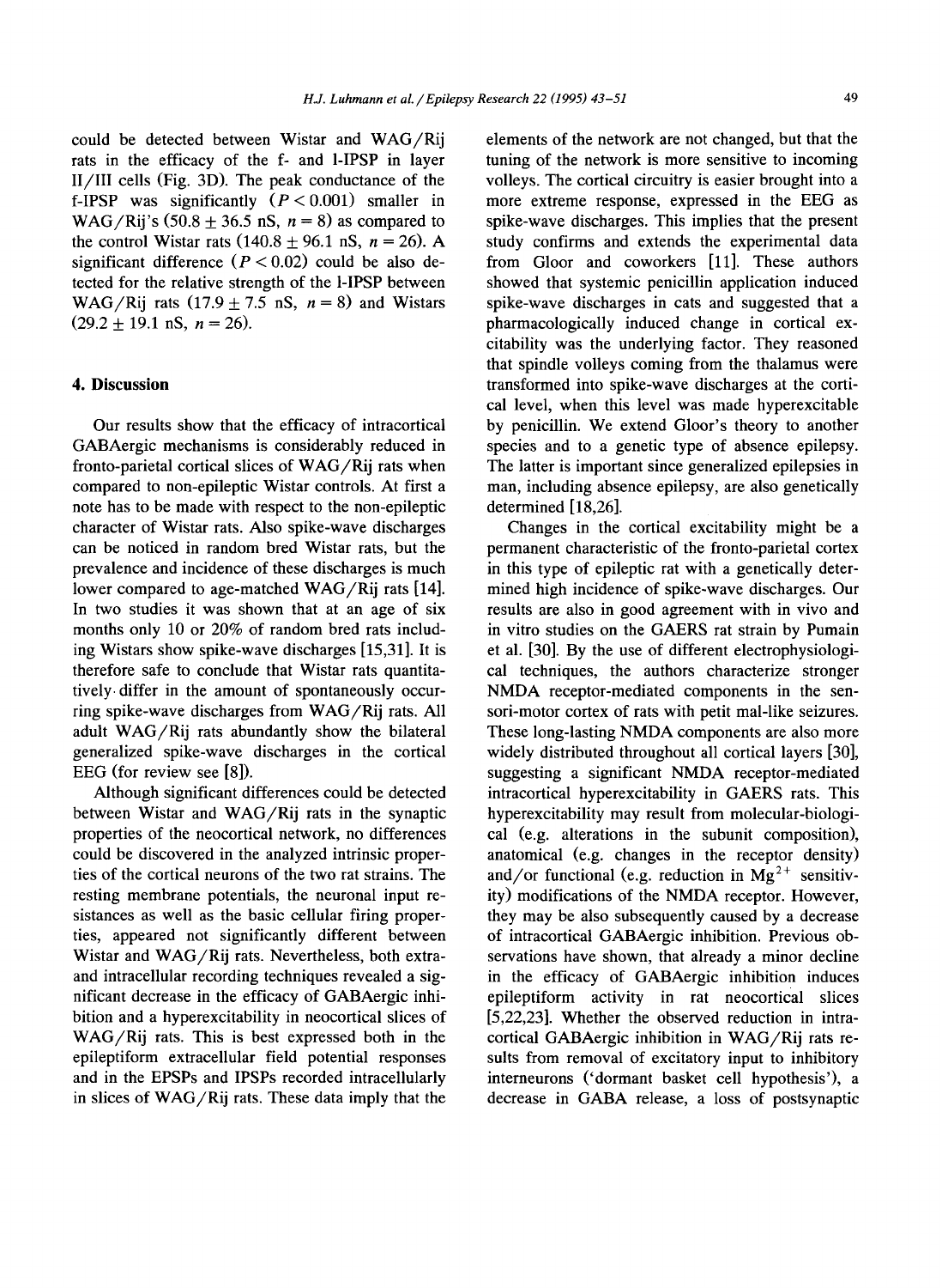could be detected between Wistar and WAG/Rij rats in the efficacy of the f- and l-IPSP in layer II/III cells (Fig. 3D). The peak conductance of the f-IPSP was significantly ($P < 0.001$) smaller in WAG/Rij's ($50.8 \pm 36.5$ nS, $n = 8$) as compared to the control Wistar rats ($140.8 \pm 96.1$ nS, $n = 26$). A significant difference ($P < 0.02$) could be also detected for the relative strength of the l-IPSP between WAG/Rij rats ($17.9 \pm 7.5$ nS, $n = 8$) and Wistars ($29.2 \pm 19.1$ nS, $n = 26$).

## 4. Discussion

Our results show that the efficacy of intracortical GABAergic mechanisms is considerably reduced in fronto-parietal cortical slices of WAG/Rij rats when compared to non-epileptic Wistar controls. At first a note has to be made with respect to the non-epileptic character of Wistar rats. Also spike-wave discharges can be noticed in random bred Wistar rats, but the prevalence and incidence of these discharges is much lower compared to age-matched WAG/Rij rats [14]. In two studies it was shown that at an age of six months only 10 or 20% of random bred rats including Wistars show spike-wave discharges [15,31]. It is therefore safe to conclude that Wistar rats quantitatively differ in the amount of spontaneously occurring spike-wave discharges from WAG/Rij rats. All adult WAG/Rij rats abundantly show the bilateral generalized spike-wave discharges in the cortical EEG (for review see [8]).

Although significant differences could be detected between Wistar and WAG/Rij rats in the synaptic properties of the neocortical network, no differences could be discovered in the analyzed intrinsic properties of the cortical neurons of the two rat strains. The resting membrane potentials, the neuronal input resistances as well as the basic cellular firing properties, appeared not significantly different between Wistar and WAG/Rij rats. Nevertheless, both extra- and intracellular recording techniques revealed a significant decrease in the efficacy of GABAergic inhibition and a hyperexcitability in neocortical slices of WAG/Rij rats. This is best expressed both in the epileptiform extracellular field potential responses and in the EPSPs and IPSPs recorded intracellularly in slices of WAG/Rij rats. These data imply that the elements of the network are not changed, but that the tuning of the network is more sensitive to incoming volleys. The cortical circuitry is easier brought into a more extreme response, expressed in the EEG as spike-wave discharges. This implies that the present study confirms and extends the experimental data from Gloor and coworkers [11]. These authors showed that systemic penicillin application induced spike-wave discharges in cats and suggested that a pharmacologically induced change in cortical excitability was the underlying factor. They reasoned that spindle volleys coming from the thalamus were transformed into spike-wave discharges at the cortical level, when this level was made hyperexcitable by penicillin. We extend Gloor's theory to another species and to a genetic type of absence epilepsy. The latter is important since generalized epilepsies in man, including absence epilepsy, are also genetically determined [18,26].

Changes in the cortical excitability might be a permanent characteristic of the fronto-parietal cortex in this type of epileptic rat with a genetically determined high incidence of spike-wave discharges. Our results are also in good agreement with in vivo and in vitro studies on the GAERS rat strain by Pumain et al. [30]. By the use of different electrophysiological techniques, the authors characterize stronger NMDA receptor-mediated components in the sensori-motor cortex of rats with petit mal-like seizures. These long-lasting NMDA components are also more widely distributed throughout all cortical layers [30], suggesting a significant NMDA receptor-mediated intracortical hyperexcitability in GAERS rats. This hyperexcitability may result from molecular-biological (e.g. alterations in the subunit composition), anatomical (e.g. changes in the receptor density) and/or functional (e.g. reduction in $Mg^{2+}$ sensitivity) modifications of the NMDA receptor. However, they may be also subsequently caused by a decrease of intracortical GABAergic inhibition. Previous observations have shown, that already a minor decline in the efficacy of GABAergic inhibition induces epileptiform activity in rat neocortical slices [5,22,23]. Whether the observed reduction in intracortical GABAergic inhibition in WAG/Rij rats results from removal of excitatory input to inhibitory interneurons ('dormant basket cell hypothesis'), a decrease in GABA release, a loss of postsynaptic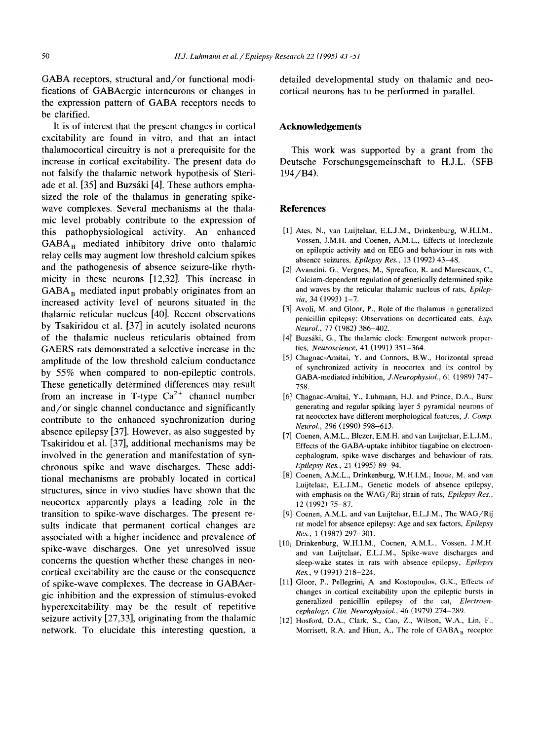GABA receptors, structural and/or functional modifications of GABAergic interneurons or changes in the expression pattern of GABA receptors needs to be clarified.

It is of interest that the present changes in cortical excitability are found in vitro, and that an intact thalamocortical circuitry is not a prerequisite for the increase in cortical excitability. The present data do not falsify the thalamic network hypothesis of Steriade et al. [35] and Buzsáki [4]. These authors emphasized the role of the thalamus in generating spike-wave complexes. Several mechanisms at the thalamic level probably contribute to the expression of this pathophysiological activity. An enhanced $GABA_B$ mediated inhibitory drive onto thalamic relay cells may augment low threshold calcium spikes and the pathogenesis of absence seizure-like rhythmicity in these neurons [12,32]. This increase in $GABA_B$ mediated input probably originates from an increased activity level of neurons situated in the thalamic reticular nucleus [40]. Recent observations by Tsakiridou et al. [37] in acutely isolated neurons of the thalamic nucleus reticularis obtained from GAERS rats demonstrated a selective increase in the amplitude of the low threshold calcium conductance by 55% when compared to non-epileptic controls. These genetically determined differences may result from an increase in T-type $Ca^{2+}$ channel number and/or single channel conductance and significantly contribute to the enhanced synchronization during absence epilepsy [37]. However, as also suggested by Tsakiridou et al. [37], additional mechanisms may be involved in the generation and manifestation of synchronous spike and wave discharges. These additional mechanisms are probably located in cortical structures, since in vivo studies have shown that the neocortex apparently plays a leading role in the transition to spike-wave discharges. The present results indicate that permanent cortical changes are associated with a higher incidence and prevalence of spike-wave discharges. One yet unresolved issue concerns the question whether these changes in neocortical excitability are the cause or the consequence of spike-wave complexes. The decrease in GABAergic inhibition and the expression of stimulus-evoked hyperexcitability may be the result of repetitive seizure activity [27,33], originating from the thalamic network. To elucidate this interesting question, a detailed developmental study on thalamic and neocortical neurons has to be performed in parallel.

## Acknowledgements

This work was supported by a grant from the Deutsche Forschungsgemeinschaft to H.J.L. (SFB 194/B4).

## References

[1] Ates, N., van Luijtelaar, E.L.J.M., Drinkenburg, W.H.I.M., Vossen, J.M.H. and Coenen, A.M.L., Effects of loreclezole on epileptic activity and on EEG and behaviour in rats with absence seizures, *Epilepsy Res.*, 13 (1992) 43–48.

[2] Avanzini, G., Vergnes, M., Spreafico, R. and Marescaux, C., Calcium-dependent regulation of genetically determined spike and waves by the reticular thalamic nucleus of rats, *Epilepsia*, 34 (1993) 1–7.

[3] Avoli, M. and Gloor, P., Role of the thalamus in generalized penicillin epilepsy: Observations on decorticated cats, *Exp. Neurol.*, 77 (1982) 386–402.

[4] Buzsáki, G., The thalamic clock: Emergent network properties, *Neuroscience*, 41 (1991) 351–364.

[5] Chagnac-Amitai, Y. and Connors, B.W., Horizontal spread of synchronized activity in neocortex and its control by GABA-mediated inhibition, *J.Neurophysiol.*, 61 (1989) 747–758.

[6] Chagnac-Amitai, Y., Luhmann, H.J. and Prince, D.A., Burst generating and regular spiking layer 5 pyramidal neurons of rat neocortex have different morphological features, *J. Comp. Neurol.*, 296 (1990) 598–613.

[7] Coenen, A.M.L., Blezer, E.M.H. and van Luijtelaar, E.L.J.M., Effects of the GABA-uptake inhibitor tiagabine on electroencephalogram, spike-wave discharges and behaviour of rats, *Epilepsy Res.*, 21 (1995) 89–94.

[8] Coenen, A.M.L., Drinkenburg, W.H.I.M., Inoue, M. and van Luijtelaar, E.L.J.M., Genetic models of absence epilepsy, with emphasis on the WAG/Rij strain of rats, *Epilepsy Res.*, 12 (1992) 75–87.

[9] Coenen, A.M.L. and van Luijtelaar, E.L.J.M., The WAG/Rij rat model for absence epilepsy: Age and sex factors, *Epilepsy Res.*, 1 (1987) 297–301.

[10] Drinkenburg, W.H.I.M., Coenen, A.M.L., Vossen, J.M.H. and van Luijtelaar, E.L.J.M., Spike-wave discharges and sleep-wake states in rats with absence epilepsy, *Epilepsy Res.*, 9 (1991) 218–224.

[11] Gloor, P., Pellegrini, A. and Kostopoulos, G.K., Effects of changes in cortical excitability upon the epileptic bursts in generalized penicillin epilepsy of the cat, *Electroencephalogr. Clin. Neurophysiol.*, 46 (1979) 274–289.

[12] Hosford, D.A., Clark, S., Cao, Z., Wilson, W.A., Lin, F., Morrisett, R.A. and Hiun, A., The role of $GABA_B$ receptor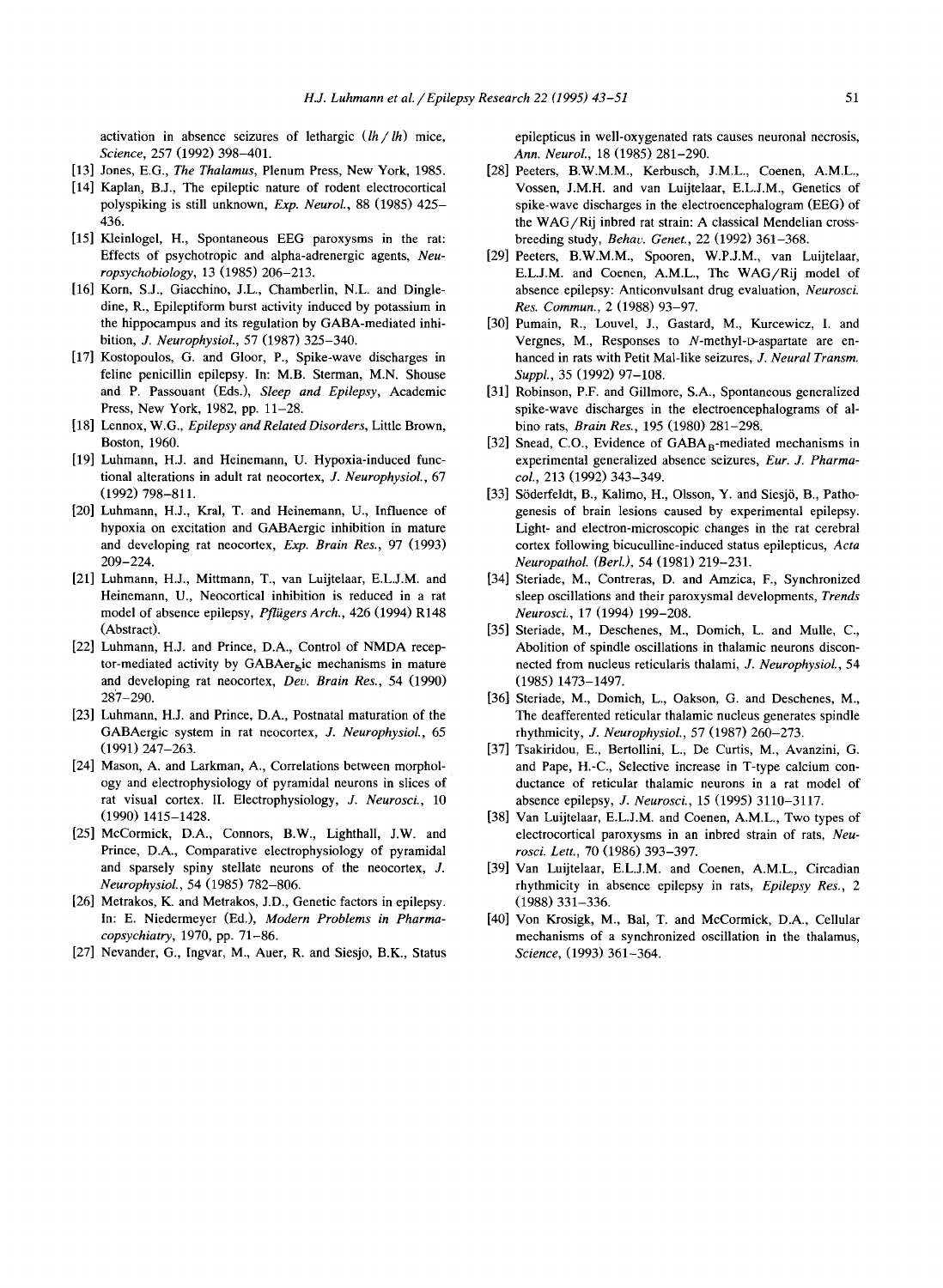activation in absence seizures of lethargic (*lh/lh*) mice, *Science*, 257 (1992) 398–401.

[13] Jones, E.G., *The Thalamus*, Plenum Press, New York, 1985.

[14] Kaplan, B.J., The epileptic nature of rodent electrocortical polyspiking is still unknown, *Exp. Neurol.*, 88 (1985) 425–436.

[15] Kleinlogel, H., Spontaneous EEG paroxysms in the rat: Effects of psychotropic and alpha-adrenergic agents, *Neuropsychobiology*, 13 (1985) 206–213.

[16] Korn, S.J., Giacchino, J.L., Chamberlin, N.L. and Dingledine, R., Epileptiform burst activity induced by potassium in the hippocampus and its regulation by GABA-mediated inhibition, *J. Neurophysiol.*, 57 (1987) 325–340.

[17] Kostopoulos, G. and Gloor, P., Spike-wave discharges in feline penicillin epilepsy. In: M.B. Sterman, M.N. Shouse and P. Passouant (Eds.), *Sleep and Epilepsy*, Academic Press, New York, 1982, pp. 11–28.

[18] Lennox, W.G., *Epilepsy and Related Disorders*, Little Brown, Boston, 1960.

[19] Luhmann, H.J. and Heinemann, U. Hypoxia-induced functional alterations in adult rat neocortex, *J. Neurophysiol.*, 67 (1992) 798–811.

[20] Luhmann, H.J., Kral, T. and Heinemann, U., Influence of hypoxia on excitation and GABAergic inhibition in mature and developing rat neocortex, *Exp. Brain Res.*, 97 (1993) 209–224.

[21] Luhmann, H.J., Mittmann, T., van Luijtelaar, E.L.J.M. and Heinemann, U., Neocortical inhibition is reduced in a rat model of absence epilepsy, *Pflügers Arch.*, 426 (1994) R148 (Abstract).

[22] Luhmann, H.J. and Prince, D.A., Control of NMDA receptor-mediated activity by $GABAer_B$ic mechanisms in mature and developing rat neocortex, *Dev. Brain Res.*, 54 (1990) 287–290.

[23] Luhmann, H.J. and Prince, D.A., Postnatal maturation of the GABAergic system in rat neocortex, *J. Neurophysiol.*, 65 (1991) 247–263.

[24] Mason, A. and Larkman, A., Correlations between morphology and electrophysiology of pyramidal neurons in slices of rat visual cortex. II. Electrophysiology, *J. Neurosci.*, 10 (1990) 1415–1428.

[25] McCormick, D.A., Connors, B.W., Lighthall, J.W. and Prince, D.A., Comparative electrophysiology of pyramidal and sparsely spiny stellate neurons of the neocortex, *J. Neurophysiol.*, 54 (1985) 782–806.

[26] Metrakos, K. and Metrakos, J.D., Genetic factors in epilepsy. In: E. Niedermeyer (Ed.), *Modern Problems in Pharmacopsychiatry*, 1970, pp. 71–86.

[27] Nevander, G., Ingvar, M., Auer, R. and Siesjo, B.K., Status epilepticus in well-oxygenated rats causes neuronal necrosis, *Ann. Neurol.*, 18 (1985) 281–290.

[28] Peeters, B.W.M.M., Kerbusch, J.M.L., Coenen, A.M.L., Vossen, J.M.H. and van Luijtelaar, E.L.J.M., Genetics of spike-wave discharges in the electroencephalogram (EEG) of the WAG/Rij inbred rat strain: A classical Mendelian crossbreeding study, *Behav. Genet.*, 22 (1992) 361–368.

[29] Peeters, B.W.M.M., Spooren, W.P.J.M., van Luijtelaar, E.L.J.M. and Coenen, A.M.L., The WAG/Rij model of absence epilepsy: Anticonvulsant drug evaluation, *Neurosci. Res. Commun.*, 2 (1988) 93–97.

[30] Pumain, R., Louvel, J., Gastard, M., Kurcewicz, I. and Vergnes, M., Responses to *N*-methyl-D-aspartate are enhanced in rats with Petit Mal-like seizures, *J. Neural Transm. Suppl.*, 35 (1992) 97–108.

[31] Robinson, P.F. and Gillmore, S.A., Spontaneous generalized spike-wave discharges in the electroencephalograms of albino rats, *Brain Res.*, 195 (1980) 281–298.

[32] Snead, C.O., Evidence of $GABA_B$-mediated mechanisms in experimental generalized absence seizures, *Eur. J. Pharmacol.*, 213 (1992) 343–349.

[33] Söderfeldt, B., Kalimo, H., Olsson, Y. and Siesjö, B., Pathogenesis of brain lesions caused by experimental epilepsy. Light- and electron-microscopic changes in the rat cerebral cortex following bicuculline-induced status epilepticus, *Acta Neuropathol. (Berl.)*, 54 (1981) 219–231.

[34] Steriade, M., Contreras, D. and Amzica, F., Synchronized sleep oscillations and their paroxysmal developments, *Trends Neurosci.*, 17 (1994) 199–208.

[35] Steriade, M., Deschenes, M., Domich, L. and Mulle, C., Abolition of spindle oscillations in thalamic neurons disconnected from nucleus reticularis thalami, *J. Neurophysiol.*, 54 (1985) 1473–1497.

[36] Steriade, M., Domich, L., Oakson, G. and Deschenes, M., The deafferented reticular thalamic nucleus generates spindle rhythmicity, *J. Neurophysiol.*, 57 (1987) 260–273.

[37] Tsakiridou, E., Bertollini, L., De Curtis, M., Avanzini, G. and Pape, H.-C., Selective increase in T-type calcium conductance of reticular thalamic neurons in a rat model of absence epilepsy, *J. Neurosci.*, 15 (1995) 3110–3117.

[38] Van Luijtelaar, E.L.J.M. and Coenen, A.M.L., Two types of electrocortical paroxysms in an inbred strain of rats, *Neurosci. Lett.*, 70 (1986) 393–397.

[39] Van Luijtelaar, E.L.J.M. and Coenen, A.M.L., Circadian rhythmicity in absence epilepsy in rats, *Epilepsy Res.*, 2 (1988) 331–336.

[40] Von Krosigk, M., Bal, T. and McCormick, D.A., Cellular mechanisms of a synchronized oscillation in the thalamus, *Science*, (1993) 361–364.